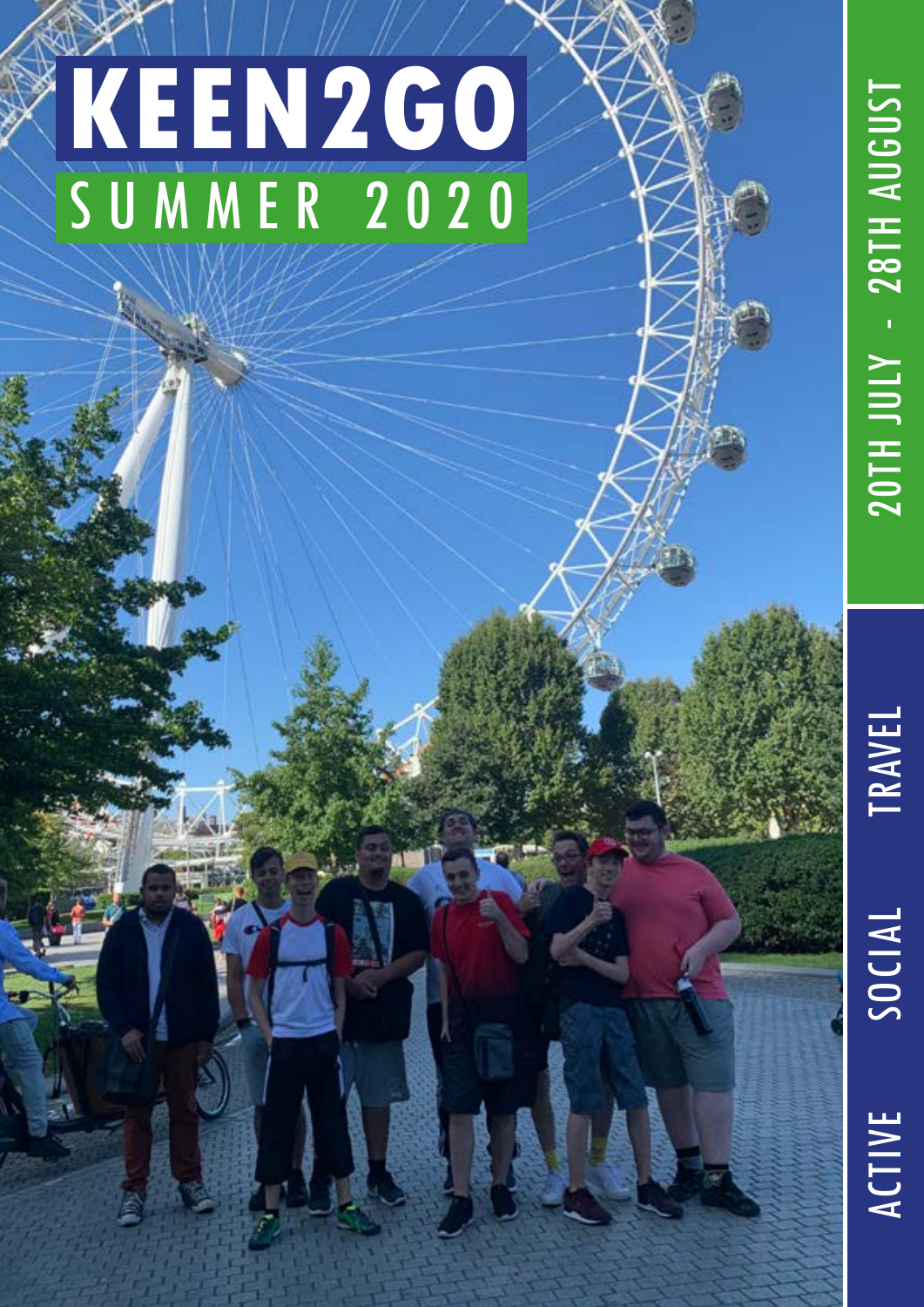# KEEN2GO

## SUMMER 2020

20TH JULY - 28TH AUGUST

ACTIVE SOCIAL TRAVEL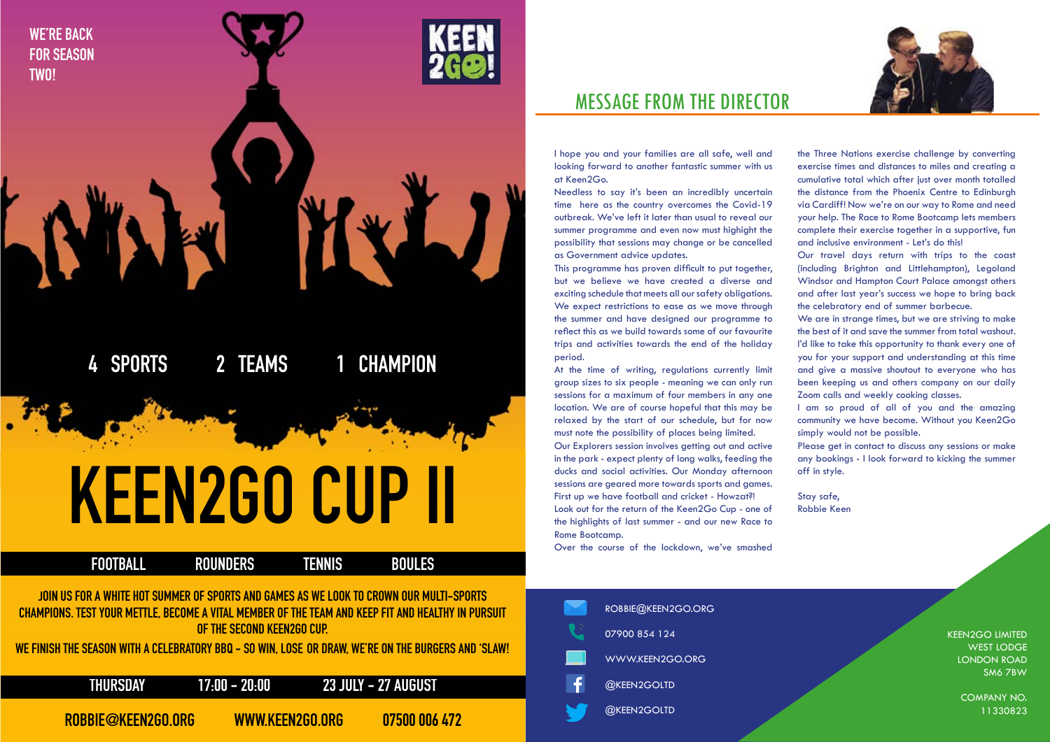WE'RE BACK FOR SEASON TWO!

KEEN 2GO!

4 SPORTS 2 TEAMS 1 CHAMPION

# KEEN2GO CUP II

FOOTBALL ROUNDERS TENNIS BOULES

**JOIN US FOR A WHITE HOT SUMMER OF SPORTS AND GAMES AS WE LOOK TO CROWN OUR MULTI-SPORTS CHAMPIONS. TEST YOUR METTLE, BECOME A VITAL MEMBER OF THE TEAM AND KEEP FIT AND HEALTHY IN PURSUIT OF THE SECOND KEEN2GO CUP.**

**WE FINISH THE SEASON WITH A CELEBRATORY BBQ - SO WIN, LOSE OR DRAW, WE'RE ON THE BURGERS AND 'SLAW!**

THURSDAY 17:00 - 20:00 23 JULY - 27 AUGUST

ROBBIE@KEEN2GO.ORG WWW.KEEN2GO.ORG 07500 006 472

## MESSAGE FROM THE DIRECTOR

I hope you and your families are all safe, well and looking forward to another fantastic summer with us at Keen2Go.

Needless to say it's been an incredibly uncertain time here as the country overcomes the Covid-19 outbreak. We've left it later than usual to reveal our summer programme and even now must highlight the possibility that sessions may change or be cancelled as Government advice updates.

This programme has proven difficult to put together, but we believe we have created a diverse and exciting schedule that meets all our safety obligations. We expect restrictions to ease as we move through the summer and have designed our programme to reflect this as we build towards some of our favourite trips and activities towards the end of the holiday period.

At the time of writing, regulations currently limit group sizes to six people - meaning we can only run sessions for a maximum of four members in any one location. We are of course hopeful that this may be relaxed by the start of our schedule, but for now must note the possibility of places being limited.

Our Explorers session involves getting out and active in the park - expect plenty of long walks, feeding the ducks and social activities. Our Monday afternoon sessions are geared more towards sports and games. First up we have football and cricket - Howzat?!

Look out for the return of the Keen2Go Cup - one of the highlights of last summer - and our new Race to Rome Bootcamp.

Over the course of the lockdown, we've smashed the Three Nations exercise challenge by converting exercise times and distances to miles and creating a cumulative total which after just over month totalled the distance from the Phoenix Centre to Edinburgh via Cardiff! Now we're on our way to Rome and need your help. The Race to Rome Bootcamp lets members complete their exercise together in a supportive, fun and inclusive environment - Let's do this!

Our travel days return with trips to the coast (including Brighton and Littlehampton), Legoland Windsor and Hampton Court Palace amongst others and after last year's success we hope to bring back the celebratory end of summer barbecue.

We are in strange times, but we are striving to make the best of it and save the summer from total washout.

I'd like to take this opportunity to thank every one of you for your support and understanding at this time and give a massive shoutout to everyone who has been keeping us and others company on our daily Zoom calls and weekly cooking classes.

I am so proud of all of you and the amazing community we have become. Without you Keen2Go simply would not be possible.

Please get in contact to discuss any sessions or make any bookings - I look forward to kicking the summer off in style.

Stay safe,
Robbie Keen

ROBBIE@KEEN2GO.ORG
07900 854 124
WWW.KEEN2GO.ORG
@KEEN2GOLTD
@KEEN2GOLTD

KEEN2GO LIMITED
WEST LODGE
LONDON ROAD
SM6 7BW

COMPANY NO.
11330823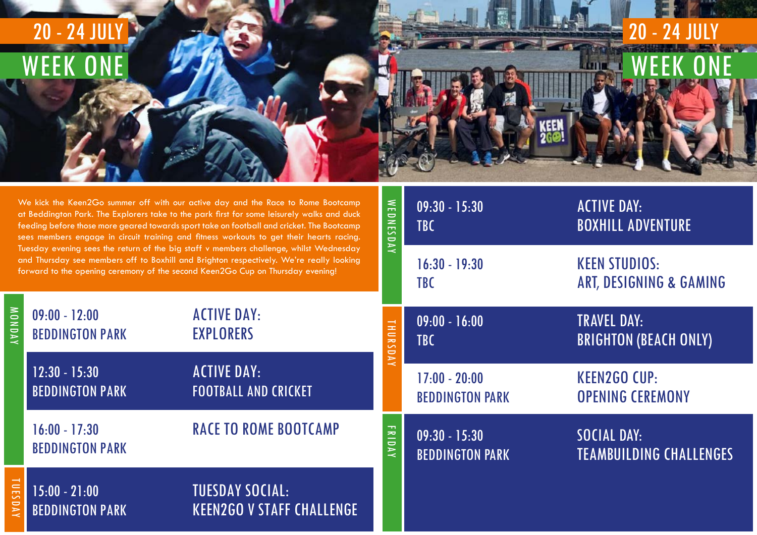# 20 - 24 JULY

## WEEK ONE

We kick the Keen2Go summer off with our active day and the Race to Rome Bootcamp at Beddington Park. The Explorers take to the park first for some leisurely walks and duck feeding before those more geared towards sport take on football and cricket. The Bootcamp sees members engage in circuit training and fitness workouts to get their hearts racing. Tuesday evening sees the return of the big staff v members challenge, whilst Wednesday and Thursday see members off to Boxhill and Brighton respectively. We're really looking forward to the opening ceremony of the second Keen2Go Cup on Thursday evening!

| Day | Time / Location | Activity |
|---|---|---|
| MONDAY | 09:00 - 12:00 BEDDINGTON PARK | ACTIVE DAY: EXPLORERS |
| | 12:30 - 15:30 BEDDINGTON PARK | ACTIVE DAY: FOOTBALL AND CRICKET |
| | 16:00 - 17:30 BEDDINGTON PARK | RACE TO ROME BOOTCAMP |
| TUESDAY | 15:00 - 21:00 BEDDINGTON PARK | TUESDAY SOCIAL: KEEN2GO V STAFF CHALLENGE |
| WEDNESDAY | 09:30 - 15:30 TBC | ACTIVE DAY: BOXHILL ADVENTURE |
| | 16:30 - 19:30 TBC | KEEN STUDIOS: ART, DESIGNING & GAMING |
| THURSDAY | 09:00 - 16:00 TBC | TRAVEL DAY: BRIGHTON (BEACH ONLY) |
| | 17:00 - 20:00 BEDDINGTON PARK | KEEN2GO CUP: OPENING CEREMONY |
| FRIDAY | 09:30 - 15:30 BEDDINGTON PARK | SOCIAL DAY: TEAMBUILDING CHALLENGES |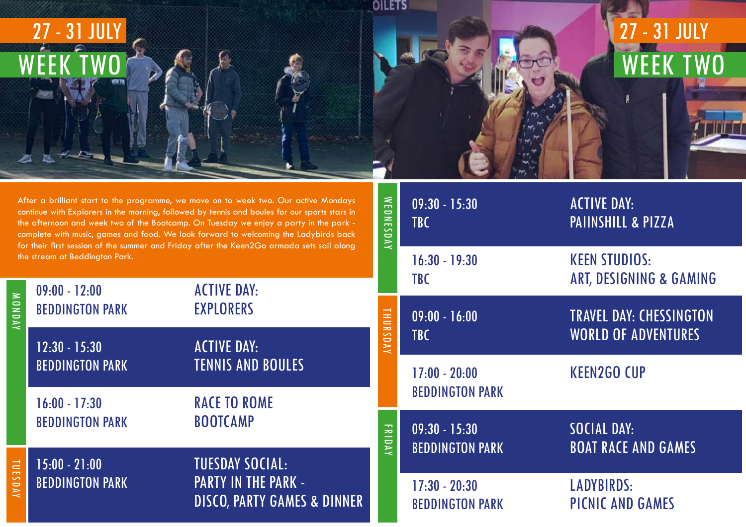# 27 - 31 JULY

## WEEK TWO

After a brilliant start to the programme, we move on to week two. Our active Mondays continue with Explorers in the morning, followed by tennis and boules for our sports stars in the afternoon and week two of the Bootcamp. On Tuesday we enjoy a party in the park - complete with music, games and food. We look forward to welcoming the Ladybirds back for their first session of the summer and Friday after the Keen2Go armada sets sail along the stream at Beddington Park.

| Day | Time / Location | Activity |
| --- | --- | --- |
| MONDAY | 09:00 - 12:00 BEDDINGTON PARK | ACTIVE DAY: EXPLORERS |
| | 12:30 - 15:30 BEDDINGTON PARK | ACTIVE DAY: TENNIS AND BOULES |
| | 16:00 - 17:30 BEDDINGTON PARK | RACE TO ROME BOOTCAMP |
| TUESDAY | 15:00 - 21:00 BEDDINGTON PARK | TUESDAY SOCIAL: PARTY IN THE PARK - DISCO, PARTY GAMES & DINNER |
| WEDNESDAY | 09:30 - 15:30 TBC | ACTIVE DAY: PAIINSHILL & PIZZA |
| | 16:30 - 19:30 TBC | KEEN STUDIOS: ART, DESIGNING & GAMING |
| THURSDAY | 09:00 - 16:00 TBC | TRAVEL DAY: CHESSINGTON WORLD OF ADVENTURES |
| | 17:00 - 20:00 BEDDINGTON PARK | KEEN2GO CUP |
| FRIDAY | 09:30 - 15:30 BEDDINGTON PARK | SOCIAL DAY: BOAT RACE AND GAMES |
| | 17:30 - 20:30 BEDDINGTON PARK | LADYBIRDS: PICNIC AND GAMES |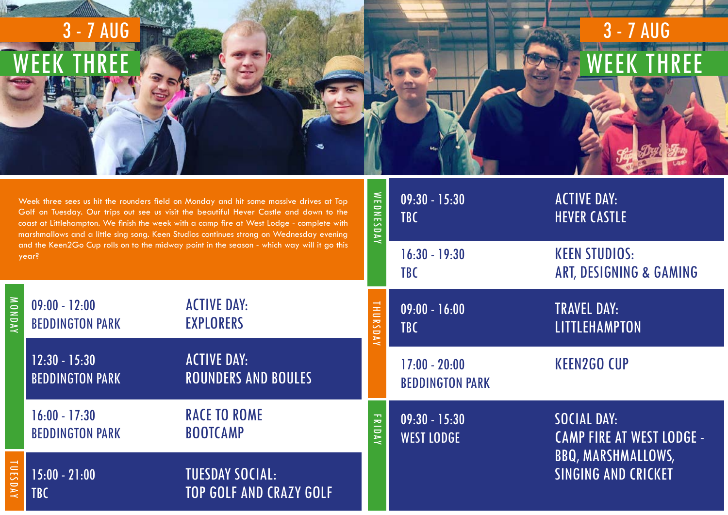# 3 - 7 AUG

## WEEK THREE

Week three sees us hit the rounders field on Monday and hit some massive drives at Top Golf on Tuesday. Our trips out see us visit the beautiful Hever Castle and down to the coast at Littlehampton. We finish the week with a camp fire at West Lodge - complete with marshmallows and a little sing song. Keen Studios continues strong on Wednesday evening and the Keen2Go Cup rolls on to the midway point in the season - which way will it go this year?

| Day | Time / Location | Activity |
|---|---|---|
| MONDAY | 09:00 - 12:00<br>BEDDINGTON PARK | ACTIVE DAY:<br>EXPLORERS |
| MONDAY | 12:30 - 15:30<br>BEDDINGTON PARK | ACTIVE DAY:<br>ROUNDERS AND BOULES |
| MONDAY | 16:00 - 17:30<br>BEDDINGTON PARK | RACE TO ROME<br>BOOTCAMP |
| TUESDAY | 15:00 - 21:00<br>TBC | TUESDAY SOCIAL:<br>TOP GOLF AND CRAZY GOLF |
| WEDNESDAY | 09:30 - 15:30<br>TBC | ACTIVE DAY:<br>HEVER CASTLE |
| WEDNESDAY | 16:30 - 19:30<br>TBC | KEEN STUDIOS:<br>ART, DESIGNING & GAMING |
| THURSDAY | 09:00 - 16:00<br>TBC | TRAVEL DAY:<br>LITTLEHAMPTON |
| THURSDAY | 17:00 - 20:00<br>BEDDINGTON PARK | KEEN2GO CUP |
| FRIDAY | 09:30 - 15:30<br>WEST LODGE | SOCIAL DAY:<br>CAMP FIRE AT WEST LODGE - BBQ, MARSHMALLOWS, SINGING AND CRICKET |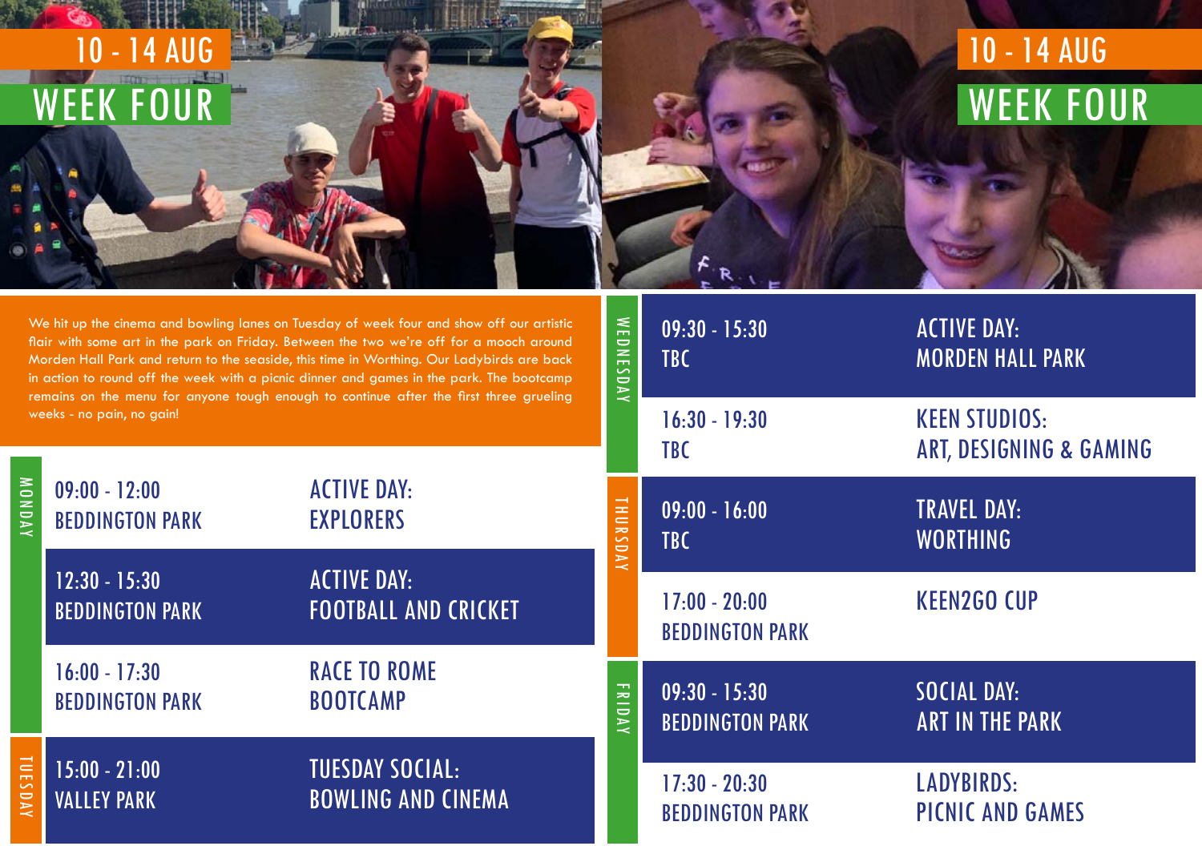# 10 - 14 AUG

## WEEK FOUR

We hit up the cinema and bowling lanes on Tuesday of week four and show off our artistic flair with some art in the park on Friday. Between the two we're off for a mooch around Morden Hall Park and return to the seaside, this time in Worthing. Our Ladybirds are back in action to round off the week with a picnic dinner and games in the park. The bootcamp remains on the menu for anyone tough enough to continue after the first three grueling weeks - no pain, no gain!

| Day | Time & Location | Activity |
|---|---|---|
| MONDAY | 09:00 - 12:00 BEDDINGTON PARK | ACTIVE DAY: EXPLORERS |
| | 12:30 - 15:30 BEDDINGTON PARK | ACTIVE DAY: FOOTBALL AND CRICKET |
| | 16:00 - 17:30 BEDDINGTON PARK | RACE TO ROME BOOTCAMP |
| TUESDAY | 15:00 - 21:00 VALLEY PARK | TUESDAY SOCIAL: BOWLING AND CINEMA |
| WEDNESDAY | 09:30 - 15:30 TBC | ACTIVE DAY: MORDEN HALL PARK |
| | 16:30 - 19:30 TBC | KEEN STUDIOS: ART, DESIGNING & GAMING |
| THURSDAY | 09:00 - 16:00 TBC | TRAVEL DAY: WORTHING |
| | 17:00 - 20:00 BEDDINGTON PARK | KEEN2GO CUP |
| FRIDAY | 09:30 - 15:30 BEDDINGTON PARK | SOCIAL DAY: ART IN THE PARK |
| | 17:30 - 20:30 BEDDINGTON PARK | LADYBIRDS: PICNIC AND GAMES |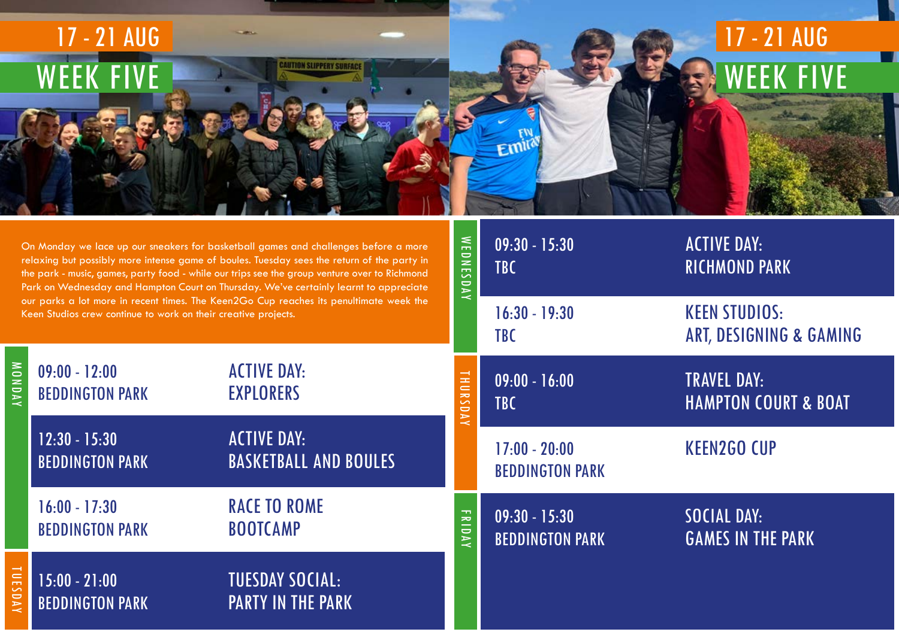# 17 - 21 AUG

## WEEK FIVE

On Monday we lace up our sneakers for basketball games and challenges before a more relaxing but possibly more intense game of boules. Tuesday sees the return of the party in the park - music, games, party food - while our trips see the group venture over to Richmond Park on Wednesday and Hampton Court on Thursday. We've certainly learnt to appreciate our parks a lot more in recent times. The Keen2Go Cup reaches its penultimate week the Keen Studios crew continue to work on their creative projects.

| Day | Time / Location | Activity |
| --- | --- | --- |
| MONDAY | 09:00 - 12:00<br>BEDDINGTON PARK | ACTIVE DAY:<br>EXPLORERS |
| | 12:30 - 15:30<br>BEDDINGTON PARK | ACTIVE DAY:<br>BASKETBALL AND BOULES |
| | 16:00 - 17:30<br>BEDDINGTON PARK | RACE TO ROME<br>BOOTCAMP |
| TUESDAY | 15:00 - 21:00<br>BEDDINGTON PARK | TUESDAY SOCIAL:<br>PARTY IN THE PARK |
| WEDNESDAY | 09:30 - 15:30<br>TBC | ACTIVE DAY:<br>RICHMOND PARK |
| | 16:30 - 19:30<br>TBC | KEEN STUDIOS:<br>ART, DESIGNING & GAMING |
| THURSDAY | 09:00 - 16:00<br>TBC | TRAVEL DAY:<br>HAMPTON COURT & BOAT |
| | 17:00 - 20:00<br>BEDDINGTON PARK | KEEN2GO CUP |
| FRIDAY | 09:30 - 15:30<br>BEDDINGTON PARK | SOCIAL DAY:<br>GAMES IN THE PARK |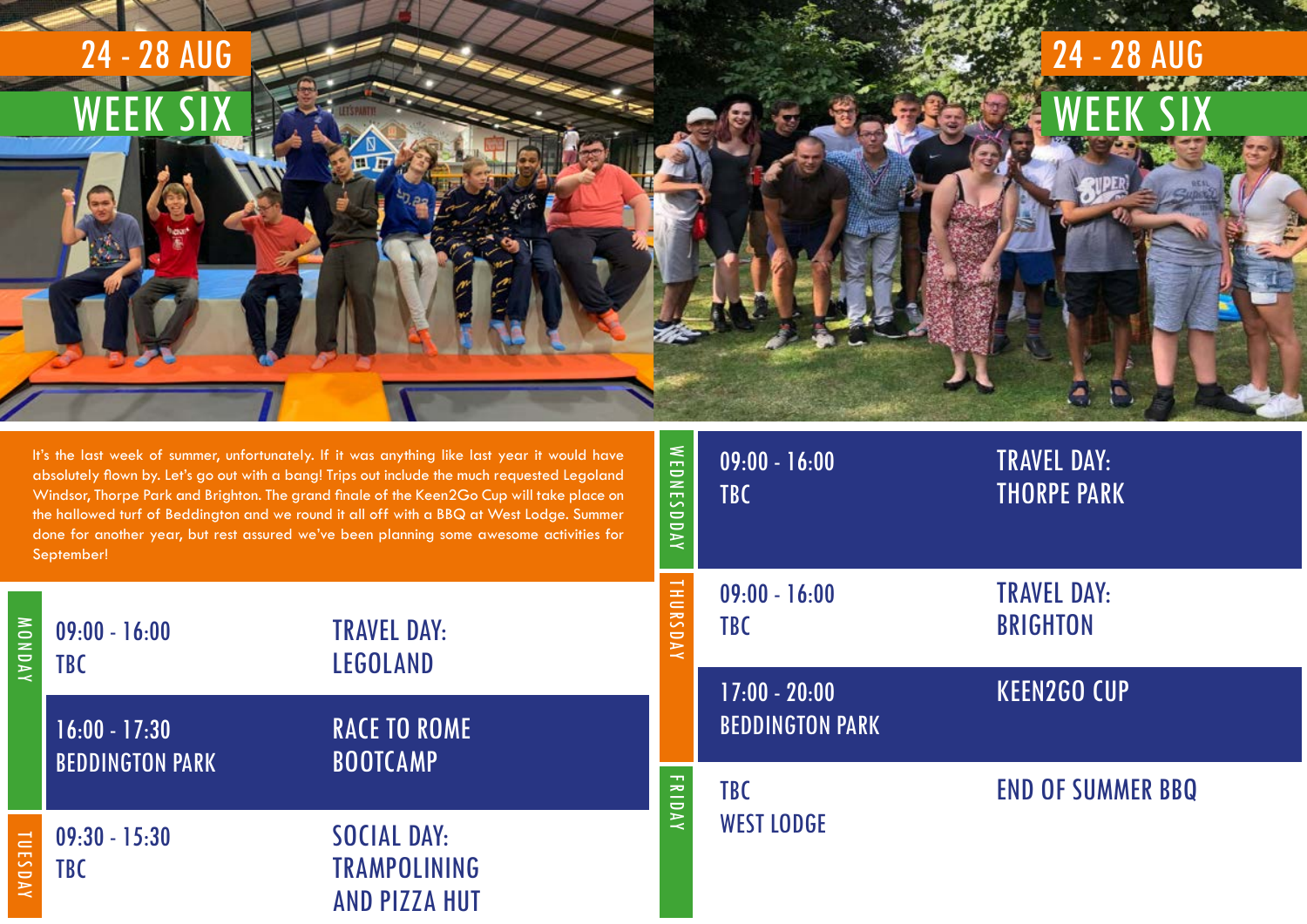# 24 - 28 AUG

## WEEK SIX

It's the last week of summer, unfortunately. If it was anything like last year it would have absolutely flown by. Let's go out with a bang! Trips out include the much requested Legoland Windsor, Thorpe Park and Brighton. The grand finale of the Keen2Go Cup will take place on the hallowed turf of Beddington and we round it all off with a BBQ at West Lodge. Summer done for another year, but rest assured we've been planning some awesome activities for September!

| Day | Time / Location | Activity |
|---|---|---|
| MONDAY | 09:00 - 16:00<br>TBC | TRAVEL DAY:<br>LEGOLAND |
| | 16:00 - 17:30<br>BEDDINGTON PARK | RACE TO ROME<br>BOOTCAMP |
| TUESDAY | 09:30 - 15:30<br>TBC | SOCIAL DAY:<br>TRAMPOLINING<br>AND PIZZA HUT |
| WEDNESDAY | 09:00 - 16:00<br>TBC | TRAVEL DAY:<br>THORPE PARK |
| THURSDAY | 09:00 - 16:00<br>TBC | TRAVEL DAY:<br>BRIGHTON |
| | 17:00 - 20:00<br>BEDDINGTON PARK | KEEN2GO CUP |
| FRIDAY | TBC<br>WEST LODGE | END OF SUMMER BBQ |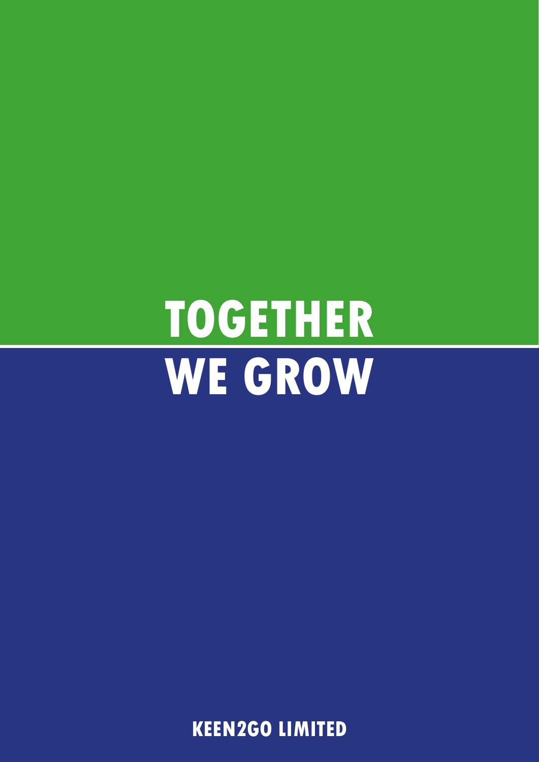# TOGETHER WE GROW

**KEEN2GO LIMITED**